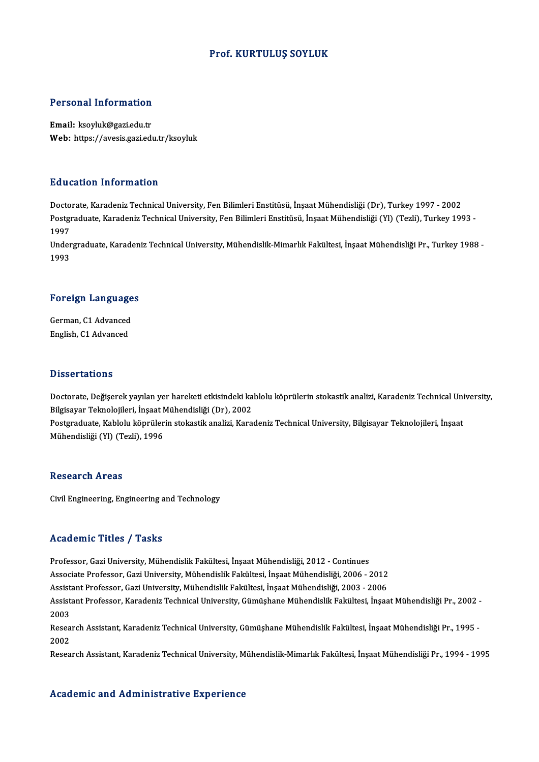# Prof. KURTULUŞ SOYLUK

## Personal Information

**Email:** ksoyluk@gazi.edu.tr
**Web:** https://avesis.gazi.edu.tr/ksoyluk

## Education Information

Doctorate, Karadeniz Technical University, Fen Bilimleri Enstitüsü, İnşaat Mühendisliği (Dr), Turkey 1997 - 2002
Postgraduate, Karadeniz Technical University, Fen Bilimleri Enstitüsü, İnşaat Mühendisliği (Yl) (Tezli), Turkey 1993 - 1997
Undergraduate, Karadeniz Technical University, Mühendislik-Mimarlık Fakültesi, İnşaat Mühendisliği Pr., Turkey 1988 - 1993

## Foreign Languages

German, C1 Advanced
English, C1 Advanced

## Dissertations

Doctorate, Değişerek yayılan yer hareketi etkisindeki kablolu köprülerin stokastik analizi, Karadeniz Technical University, Bilgisayar Teknolojileri, İnşaat Mühendisliği (Dr), 2002
Postgraduate, Kablolu köprülerin stokastik analizi, Karadeniz Technical University, Bilgisayar Teknolojileri, İnşaat Mühendisliği (Yl) (Tezli), 1996

## Research Areas

Civil Engineering, Engineering and Technology

## Academic Titles / Tasks

Professor, Gazi University, Mühendislik Fakültesi, İnşaat Mühendisliği, 2012 - Continues
Associate Professor, Gazi University, Mühendislik Fakültesi, İnşaat Mühendisliği, 2006 - 2012
Assistant Professor, Gazi University, Mühendislik Fakültesi, İnşaat Mühendisliği, 2003 - 2006
Assistant Professor, Karadeniz Technical University, Gümüşhane Mühendislik Fakültesi, İnşaat Mühendisliği Pr., 2002 - 2003
Research Assistant, Karadeniz Technical University, Gümüşhane Mühendislik Fakültesi, İnşaat Mühendisliği Pr., 1995 - 2002
Research Assistant, Karadeniz Technical University, Mühendislik-Mimarlık Fakültesi, İnşaat Mühendisliği Pr., 1994 - 1995

## Academic and Administrative Experience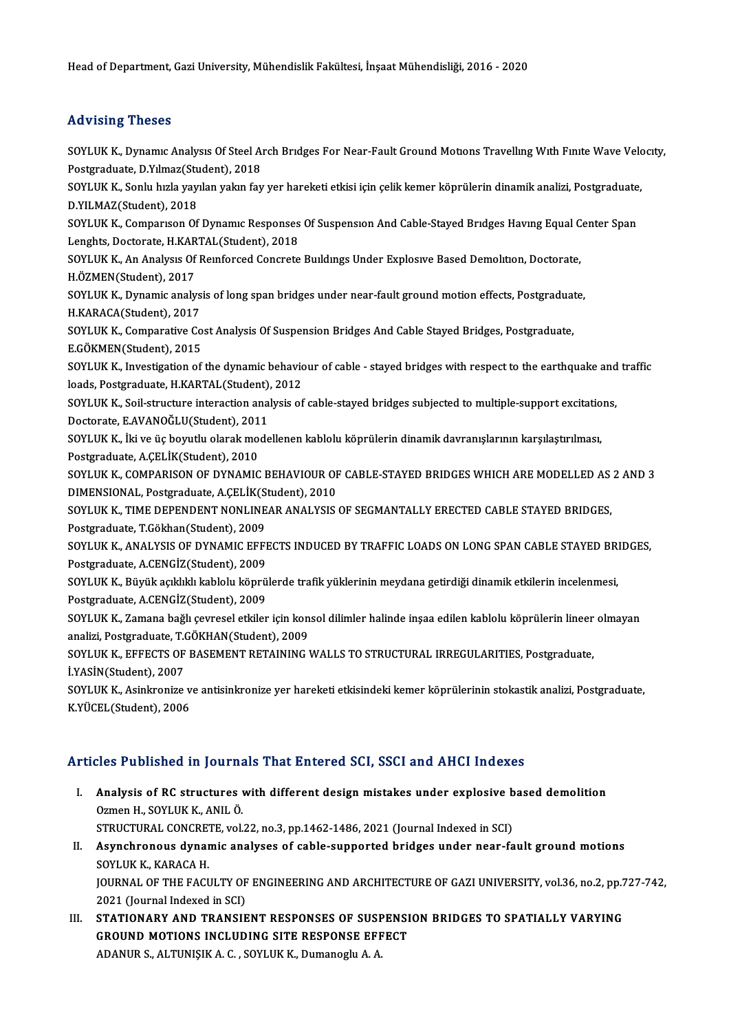Head of Department, Gazi University, Mühendislik Fakültesi, İnşaat Mühendisliği, 2016 - 2020

## Advising Theses

SOYLUK K., Dynamıc Analysıs Of Steel Arch Brıdges For Near-Fault Ground Motıons Travellıng Wıth Fınıte Wave Velocıty, Postgraduate, D.Yılmaz(Student), 2018

SOYLUK K., Sonlu hızla yayılan yakın fay yer hareketi etkisi için çelik kemer köprülerin dinamik analizi, Postgraduate, D.YILMAZ(Student), 2018

SOYLUK K., Comparıson Of Dynamıc Responses Of Suspensıon And Cable-Stayed Brıdges Havıng Equal Center Span Lenghts, Doctorate, H.KARTAL(Student), 2018

SOYLUK K., An Analysıs Of Reınforced Concrete Buıldıngs Under Explosıve Based Demolıtıon, Doctorate, H.ÖZMEN(Student), 2017

SOYLUK K., Dynamic analysis of long span bridges under near-fault ground motion effects, Postgraduate, H.KARACA(Student), 2017

SOYLUK K., Comparative Cost Analysis Of Suspension Bridges And Cable Stayed Bridges, Postgraduate, E.GÖKMEN(Student), 2015

SOYLUK K., Investigation of the dynamic behaviour of cable - stayed bridges with respect to the earthquake and traffic loads, Postgraduate, H.KARTAL(Student), 2012

SOYLUK K., Soil-structure interaction analysis of cable-stayed bridges subjected to multiple-support excitations, Doctorate, E.AVANOĞLU(Student), 2011

SOYLUK K., İki ve üç boyutlu olarak modellenen kablolu köprülerin dinamik davranışlarının karşılaştırılması, Postgraduate, A.ÇELİK(Student), 2010

SOYLUK K., COMPARISON OF DYNAMIC BEHAVIOUR OF CABLE-STAYED BRIDGES WHICH ARE MODELLED AS 2 AND 3 DIMENSIONAL, Postgraduate, A.ÇELİK(Student), 2010

SOYLUK K., TIME DEPENDENT NONLINEAR ANALYSIS OF SEGMANTALLY ERECTED CABLE STAYED BRIDGES, Postgraduate, T.Gökhan(Student), 2009

SOYLUK K., ANALYSIS OF DYNAMIC EFFECTS INDUCED BY TRAFFIC LOADS ON LONG SPAN CABLE STAYED BRIDGES, Postgraduate, A.CENGİZ(Student), 2009

SOYLUK K., Büyük açıklıklı kablolu köprülerde trafik yüklerinin meydana getirdiği dinamik etkilerin incelenmesi, Postgraduate, A.CENGİZ(Student), 2009

SOYLUK K., Zamana bağlı çevresel etkiler için konsol dilimler halinde inşaa edilen kablolu köprülerin lineer olmayan analizi, Postgraduate, T.GÖKHAN(Student), 2009

SOYLUK K., EFFECTS OF BASEMENT RETAINING WALLS TO STRUCTURAL IRREGULARITIES, Postgraduate, İ.YASİN(Student), 2007

SOYLUK K., Asinkronize ve antisinkronize yer hareketi etkisindeki kemer köprülerinin stokastik analizi, Postgraduate, K.YÜCEL(Student), 2006

## Articles Published in Journals That Entered SCI, SSCI and AHCI Indexes

I. **Analysis of RC structures with different design mistakes under explosive based demolition**
   Ozmen H., SOYLUK K., ANIL Ö.
   STRUCTURAL CONCRETE, vol.22, no.3, pp.1462-1486, 2021 (Journal Indexed in SCI)

II. **Asynchronous dynamic analyses of cable-supported bridges under near-fault ground motions**
   SOYLUK K., KARACA H.
   JOURNAL OF THE FACULTY OF ENGINEERING AND ARCHITECTURE OF GAZI UNIVERSITY, vol.36, no.2, pp.727-742, 2021 (Journal Indexed in SCI)

III. **STATIONARY AND TRANSIENT RESPONSES OF SUSPENSION BRIDGES TO SPATIALLY VARYING GROUND MOTIONS INCLUDING SITE RESPONSE EFFECT**
   ADANUR S., ALTUNIŞIK A. C. , SOYLUK K., Dumanoglu A. A.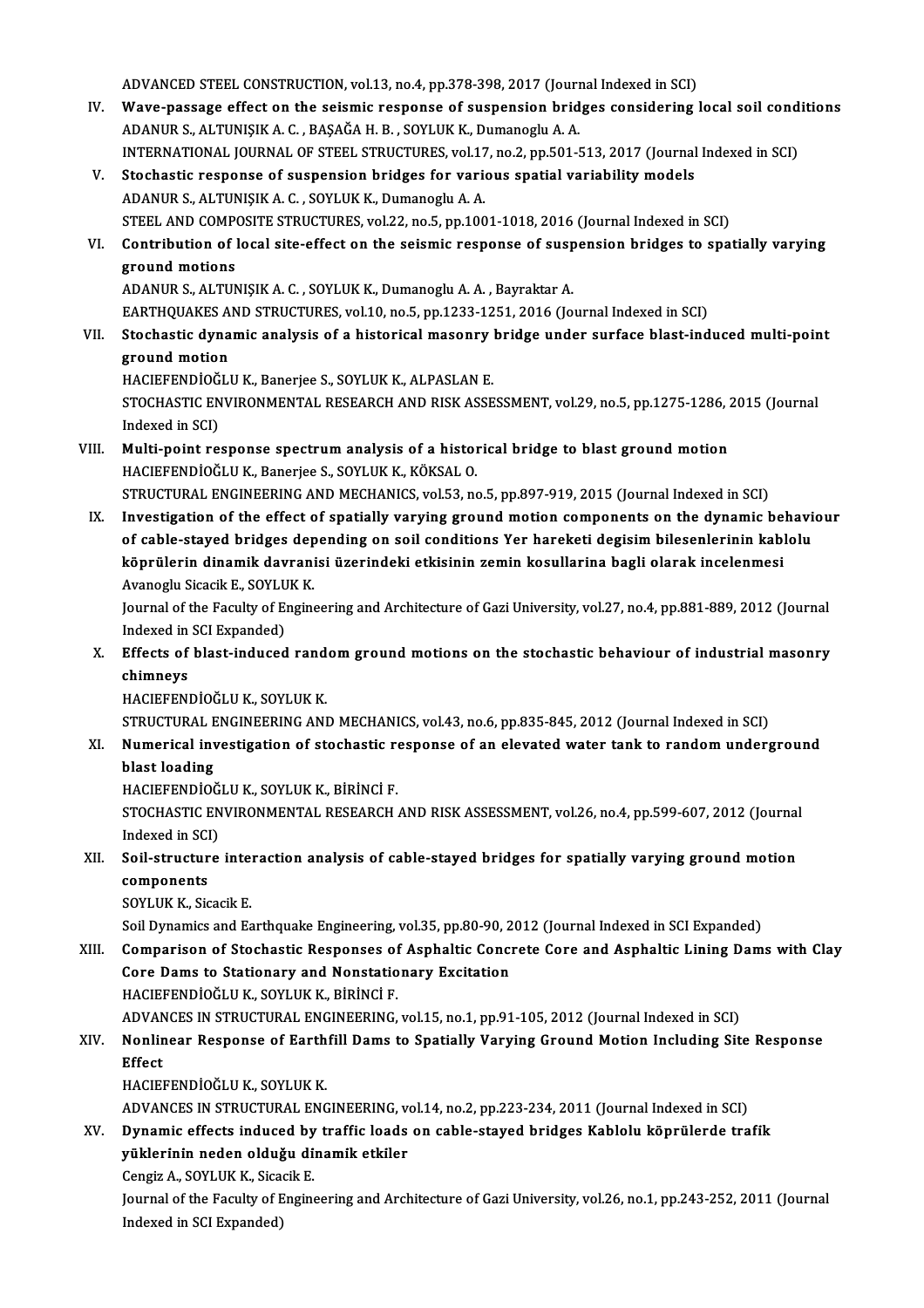ADVANCED STEEL CONSTRUCTION, vol.13, no.4, pp.378-398, 2017 (Journal Indexed in SCI)

IV. **Wave-passage effect on the seismic response of suspension bridges considering local soil conditions**
ADANUR S., ALTUNIŞIK A. C. , BAŞAĞA H. B. , SOYLUK K., Dumanoglu A. A.
INTERNATIONAL JOURNAL OF STEEL STRUCTURES, vol.17, no.2, pp.501-513, 2017 (Journal Indexed in SCI)

V. **Stochastic response of suspension bridges for various spatial variability models**
ADANUR S., ALTUNIŞIK A. C. , SOYLUK K., Dumanoglu A. A.
STEEL AND COMPOSITE STRUCTURES, vol.22, no.5, pp.1001-1018, 2016 (Journal Indexed in SCI)

VI. **Contribution of local site-effect on the seismic response of suspension bridges to spatially varying ground motions**
ADANUR S., ALTUNIŞIK A. C. , SOYLUK K., Dumanoglu A. A. , Bayraktar A.
EARTHQUAKES AND STRUCTURES, vol.10, no.5, pp.1233-1251, 2016 (Journal Indexed in SCI)

VII. **Stochastic dynamic analysis of a historical masonry bridge under surface blast-induced multi-point ground motion**
HACIEFENDİOĞLU K., Banerjee S., SOYLUK K., ALPASLAN E.
STOCHASTIC ENVIRONMENTAL RESEARCH AND RISK ASSESSMENT, vol.29, no.5, pp.1275-1286, 2015 (Journal Indexed in SCI)

VIII. **Multi-point response spectrum analysis of a historical bridge to blast ground motion**
HACIEFENDİOĞLU K., Banerjee S., SOYLUK K., KÖKSAL O.
STRUCTURAL ENGINEERING AND MECHANICS, vol.53, no.5, pp.897-919, 2015 (Journal Indexed in SCI)

IX. **Investigation of the effect of spatially varying ground motion components on the dynamic behaviour of cable-stayed bridges depending on soil conditions Yer hareketi degisim bilesenlerinin kablolu köprülerin dinamik davranisi üzerindeki etkisinin zemin kosullarina bagli olarak incelenmesi**
Avanoglu Sicacik E., SOYLUK K.
Journal of the Faculty of Engineering and Architecture of Gazi University, vol.27, no.4, pp.881-889, 2012 (Journal Indexed in SCI Expanded)

X. **Effects of blast-induced random ground motions on the stochastic behaviour of industrial masonry chimneys**
HACIEFENDİOĞLU K., SOYLUK K.
STRUCTURAL ENGINEERING AND MECHANICS, vol.43, no.6, pp.835-845, 2012 (Journal Indexed in SCI)

XI. **Numerical investigation of stochastic response of an elevated water tank to random underground blast loading**
HACIEFENDİOĞLU K., SOYLUK K., BİRİNCİ F.
STOCHASTIC ENVIRONMENTAL RESEARCH AND RISK ASSESSMENT, vol.26, no.4, pp.599-607, 2012 (Journal Indexed in SCI)

XII. **Soil-structure interaction analysis of cable-stayed bridges for spatially varying ground motion components**
SOYLUK K., Sicacik E.
Soil Dynamics and Earthquake Engineering, vol.35, pp.80-90, 2012 (Journal Indexed in SCI Expanded)

XIII. **Comparison of Stochastic Responses of Asphaltic Concrete Core and Asphaltic Lining Dams with Clay Core Dams to Stationary and Nonstationary Excitation**
HACIEFENDİOĞLU K., SOYLUK K., BİRİNCİ F.
ADVANCES IN STRUCTURAL ENGINEERING, vol.15, no.1, pp.91-105, 2012 (Journal Indexed in SCI)

XIV. **Nonlinear Response of Earthfill Dams to Spatially Varying Ground Motion Including Site Response Effect**
HACIEFENDİOĞLU K., SOYLUK K.
ADVANCES IN STRUCTURAL ENGINEERING, vol.14, no.2, pp.223-234, 2011 (Journal Indexed in SCI)

XV. **Dynamic effects induced by traffic loads on cable-stayed bridges Kablolu köprülerde trafik yüklerinin neden olduğu dinamik etkiler**
Cengiz A., SOYLUK K., Sicacik E.
Journal of the Faculty of Engineering and Architecture of Gazi University, vol.26, no.1, pp.243-252, 2011 (Journal Indexed in SCI Expanded)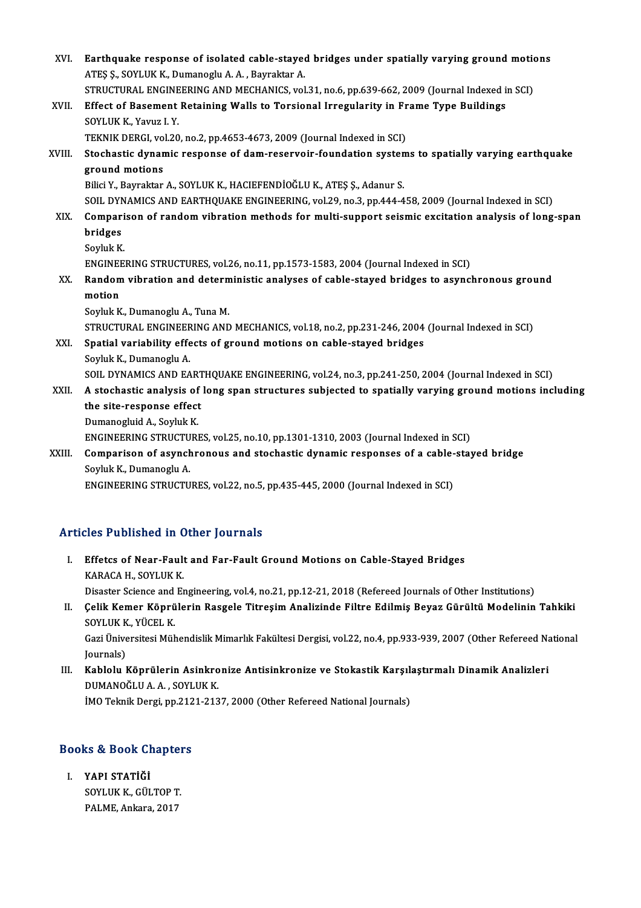XVI. **Earthquake response of isolated cable-stayed bridges under spatially varying ground motions**
ATEŞ Ş., SOYLUK K., Dumanoglu A. A. , Bayraktar A.
STRUCTURAL ENGINEERING AND MECHANICS, vol.31, no.6, pp.639-662, 2009 (Journal Indexed in SCI)

XVII. **Effect of Basement Retaining Walls to Torsional Irregularity in Frame Type Buildings**
SOYLUK K., Yavuz I. Y.
TEKNIK DERGI, vol.20, no.2, pp.4653-4673, 2009 (Journal Indexed in SCI)

XVIII. **Stochastic dynamic response of dam-reservoir-foundation systems to spatially varying earthquake ground motions**
Bilici Y., Bayraktar A., SOYLUK K., HACIEFENDİOĞLU K., ATEŞ Ş., Adanur S.
SOIL DYNAMICS AND EARTHQUAKE ENGINEERING, vol.29, no.3, pp.444-458, 2009 (Journal Indexed in SCI)

XIX. **Comparison of random vibration methods for multi-support seismic excitation analysis of long-span bridges**
Soyluk K.
ENGINEERING STRUCTURES, vol.26, no.11, pp.1573-1583, 2004 (Journal Indexed in SCI)

XX. **Random vibration and deterministic analyses of cable-stayed bridges to asynchronous ground motion**
Soyluk K., Dumanoglu A., Tuna M.
STRUCTURAL ENGINEERING AND MECHANICS, vol.18, no.2, pp.231-246, 2004 (Journal Indexed in SCI)

XXI. **Spatial variability effects of ground motions on cable-stayed bridges**
Soyluk K., Dumanoglu A.
SOIL DYNAMICS AND EARTHQUAKE ENGINEERING, vol.24, no.3, pp.241-250, 2004 (Journal Indexed in SCI)

XXII. **A stochastic analysis of long span structures subjected to spatially varying ground motions including the site-response effect**
Dumanogluid A., Soyluk K.
ENGINEERING STRUCTURES, vol.25, no.10, pp.1301-1310, 2003 (Journal Indexed in SCI)

XXIII. **Comparison of asynchronous and stochastic dynamic responses of a cable-stayed bridge**
Soyluk K., Dumanoglu A.
ENGINEERING STRUCTURES, vol.22, no.5, pp.435-445, 2000 (Journal Indexed in SCI)

## Articles Published in Other Journals

I. **Effetcs of Near-Fault and Far-Fault Ground Motions on Cable-Stayed Bridges**
KARACA H., SOYLUK K.
Disaster Science and Engineering, vol.4, no.21, pp.12-21, 2018 (Refereed Journals of Other Institutions)

II. **Çelik Kemer Köprülerin Rasgele Titreşim Analizinde Filtre Edilmiş Beyaz Gürültü Modelinin Tahkiki**
SOYLUK K., YÜCEL K.
Gazi Üniversitesi Mühendislik Mimarlık Fakültesi Dergisi, vol.22, no.4, pp.933-939, 2007 (Other Refereed National Journals)

III. **Kablolu Köprülerin Asinkronize Antisinkronize ve Stokastik Karşılaştırmalı Dinamik Analizleri**
DUMANOĞLU A. A. , SOYLUK K.
İMO Teknik Dergi, pp.2121-2137, 2000 (Other Refereed National Journals)

## Books & Book Chapters

I. **YAPI STATİĞİ**
SOYLUK K., GÜLTOP T.
PALME, Ankara, 2017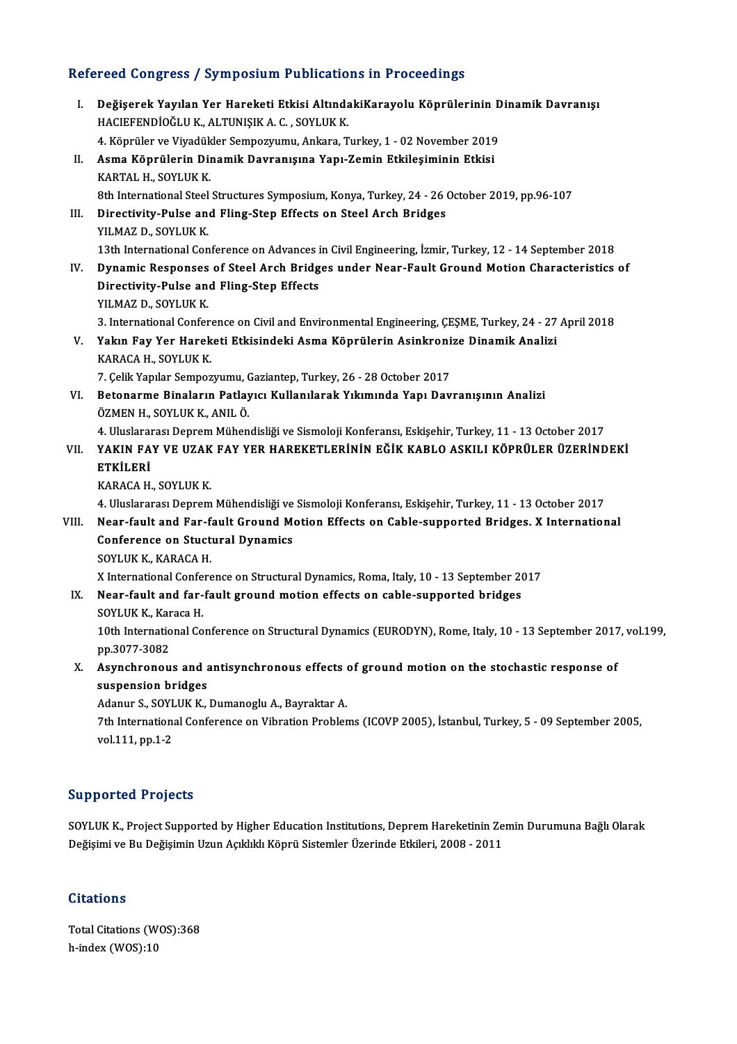## Refereed Congress / Symposium Publications in Proceedings

I. **Değişerek Yayılan Yer Hareketi Etkisi AltındakiKarayolu Köprülerinin Dinamik Davranışı**
   HACIEFENDİOĞLU K., ALTUNIŞIK A. C. , SOYLUK K.
   4. Köprüler ve Viyadükler Sempozyumu, Ankara, Turkey, 1 - 02 November 2019

II. **Asma Köprülerin Dinamik Davranışına Yapı-Zemin Etkileşiminin Etkisi**
   KARTAL H., SOYLUK K.
   8th International Steel Structures Symposium, Konya, Turkey, 24 - 26 October 2019, pp.96-107

III. **Directivity-Pulse and Fling-Step Effects on Steel Arch Bridges**
   YILMAZ D., SOYLUK K.
   13th International Conference on Advances in Civil Engineering, İzmir, Turkey, 12 - 14 September 2018

IV. **Dynamic Responses of Steel Arch Bridges under Near-Fault Ground Motion Characteristics of Directivity-Pulse and Fling-Step Effects**
   YILMAZ D., SOYLUK K.
   3. International Conference on Civil and Environmental Engineering, ÇEŞME, Turkey, 24 - 27 April 2018

V. **Yakın Fay Yer Hareketi Etkisindeki Asma Köprülerin Asinkronize Dinamik Analizi**
   KARACA H., SOYLUK K.
   7. Çelik Yapılar Sempozyumu, Gaziantep, Turkey, 26 - 28 October 2017

VI. **Betonarme Binaların Patlayıcı Kullanılarak Yıkımında Yapı Davranışının Analizi**
   ÖZMEN H., SOYLUK K., ANIL Ö.
   4. Uluslararası Deprem Mühendisliği ve Sismoloji Konferansı, Eskişehir, Turkey, 11 - 13 October 2017

VII. **YAKIN FAY VE UZAK FAY YER HAREKETLERİNİN EĞİK KABLO ASKILI KÖPRÜLER ÜZERİNDEKİ ETKİLERİ**
   KARACA H., SOYLUK K.
   4. Uluslararası Deprem Mühendisliği ve Sismoloji Konferansı, Eskişehir, Turkey, 11 - 13 October 2017

VIII. **Near-fault and Far-fault Ground Motion Effects on Cable-supported Bridges. X International Conference on Stuctural Dynamics**
   SOYLUK K., KARACA H.
   X International Conference on Structural Dynamics, Roma, Italy, 10 - 13 September 2017

IX. **Near-fault and far-fault ground motion effects on cable-supported bridges**
   SOYLUK K., Karaca H.
   10th International Conference on Structural Dynamics (EURODYN), Rome, Italy, 10 - 13 September 2017, vol.199, pp.3077-3082

X. **Asynchronous and antisynchronous effects of ground motion on the stochastic response of suspension bridges**
   Adanur S., SOYLUK K., Dumanoglu A., Bayraktar A.
   7th International Conference on Vibration Problems (ICOVP 2005), İstanbul, Turkey, 5 - 09 September 2005, vol.111, pp.1-2

## Supported Projects

SOYLUK K., Project Supported by Higher Education Institutions, Deprem Hareketinin Zemin Durumuna Bağlı Olarak Değişimi ve Bu Değişimin Uzun Açıklıklı Köprü Sistemler Üzerinde Etkileri, 2008 - 2011

## Citations

Total Citations (WOS):368
h-index (WOS):10